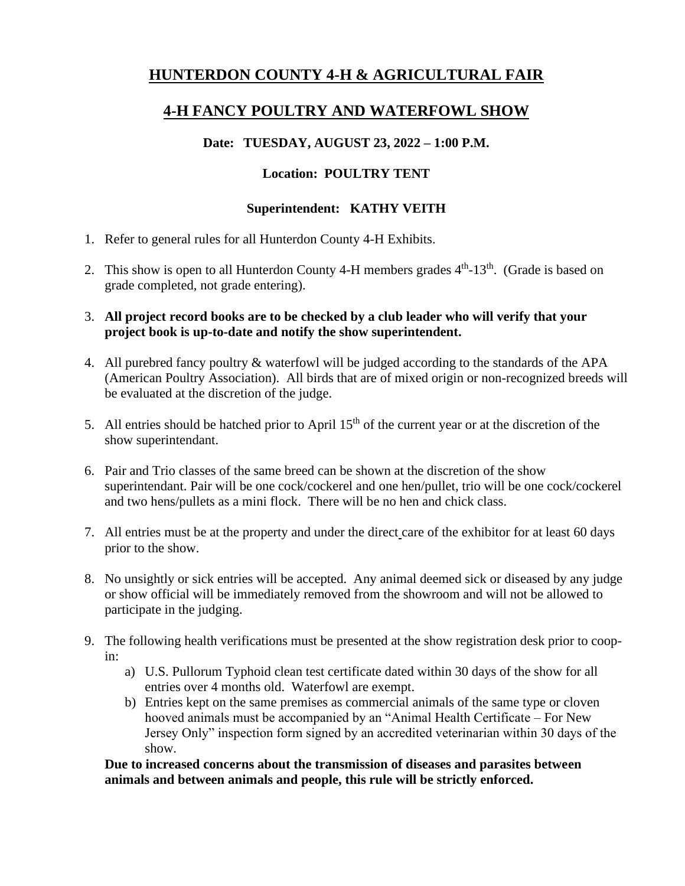# HUNTERDON COUNTY 4-H & AGRICULTURAL FAIR

## 4-H FANCY POULTRY AND WATERFOWL SHOW

**Date: TUESDAY, AUGUST 23, 2022 – 1:00 P.M.**

**Location: POULTRY TENT**

**Superintendent: KATHY VEITH**

1. Refer to general rules for all Hunterdon County 4-H Exhibits.
2. This show is open to all Hunterdon County 4-H members grades 4th-13th. (Grade is based on grade completed, not grade entering).
3. **All project record books are to be checked by a club leader who will verify that your project book is up-to-date and notify the show superintendent.**
4. All purebred fancy poultry & waterfowl will be judged according to the standards of the APA (American Poultry Association). All birds that are of mixed origin or non-recognized breeds will be evaluated at the discretion of the judge.
5. All entries should be hatched prior to April 15th of the current year or at the discretion of the show superintendant.
6. Pair and Trio classes of the same breed can be shown at the discretion of the show superintendant. Pair will be one cock/cockerel and one hen/pullet, trio will be one cock/cockerel and two hens/pullets as a mini flock. There will be no hen and chick class.
7. All entries must be at the property and under the direct care of the exhibitor for at least 60 days prior to the show.
8. No unsightly or sick entries will be accepted. Any animal deemed sick or diseased by any judge or show official will be immediately removed from the showroom and will not be allowed to participate in the judging.
9. The following health verifications must be presented at the show registration desk prior to coop-in:
   a) U.S. Pullorum Typhoid clean test certificate dated within 30 days of the show for all entries over 4 months old. Waterfowl are exempt.
   b) Entries kept on the same premises as commercial animals of the same type or cloven hooved animals must be accompanied by an "Animal Health Certificate – For New Jersey Only" inspection form signed by an accredited veterinarian within 30 days of the show.

   **Due to increased concerns about the transmission of diseases and parasites between animals and between animals and people, this rule will be strictly enforced.**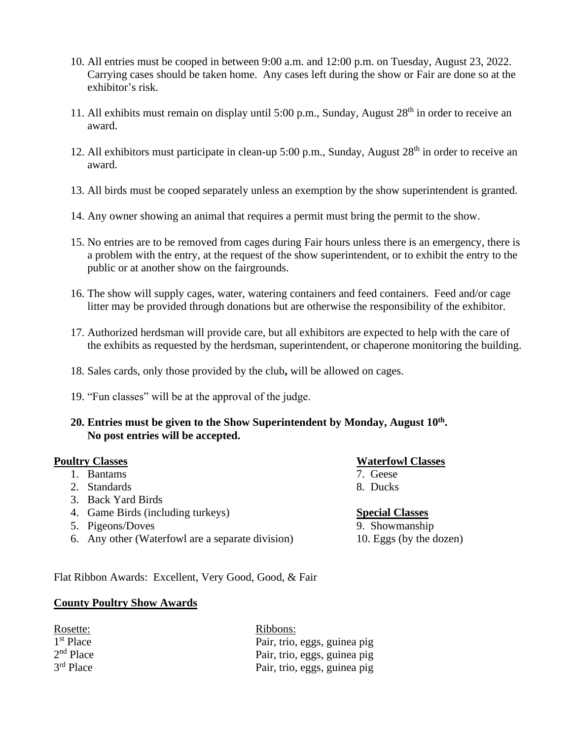10. All entries must be cooped in between 9:00 a.m. and 12:00 p.m. on Tuesday, August 23, 2022. Carrying cases should be taken home. Any cases left during the show or Fair are done so at the exhibitor's risk.

11. All exhibits must remain on display until 5:00 p.m., Sunday, August 28th in order to receive an award.

12. All exhibitors must participate in clean-up 5:00 p.m., Sunday, August 28th in order to receive an award.

13. All birds must be cooped separately unless an exemption by the show superintendent is granted.

14. Any owner showing an animal that requires a permit must bring the permit to the show.

15. No entries are to be removed from cages during Fair hours unless there is an emergency, there is a problem with the entry, at the request of the show superintendent, or to exhibit the entry to the public or at another show on the fairgrounds.

16. The show will supply cages, water, watering containers and feed containers. Feed and/or cage litter may be provided through donations but are otherwise the responsibility of the exhibitor.

17. Authorized herdsman will provide care, but all exhibitors are expected to help with the care of the exhibits as requested by the herdsman, superintendent, or chaperone monitoring the building.

18. Sales cards, only those provided by the club**,** will be allowed on cages.

19. "Fun classes" will be at the approval of the judge.

20. **Entries must be given to the Show Superintendent by Monday, August 10th. No post entries will be accepted.**

**Poultry Classes**

1. Bantams
2. Standards
3. Back Yard Birds
4. Game Birds (including turkeys)
5. Pigeons/Doves
6. Any other (Waterfowl are a separate division)

**Waterfowl Classes**

7. Geese
8. Ducks

**Special Classes**

9. Showmanship
10. Eggs (by the dozen)

Flat Ribbon Awards: Excellent, Very Good, Good, & Fair

**County Poultry Show Awards**

| Rosette: | Ribbons: |
|---|---|
| 1st Place | Pair, trio, eggs, guinea pig |
| 2nd Place | Pair, trio, eggs, guinea pig |
| 3rd Place | Pair, trio, eggs, guinea pig |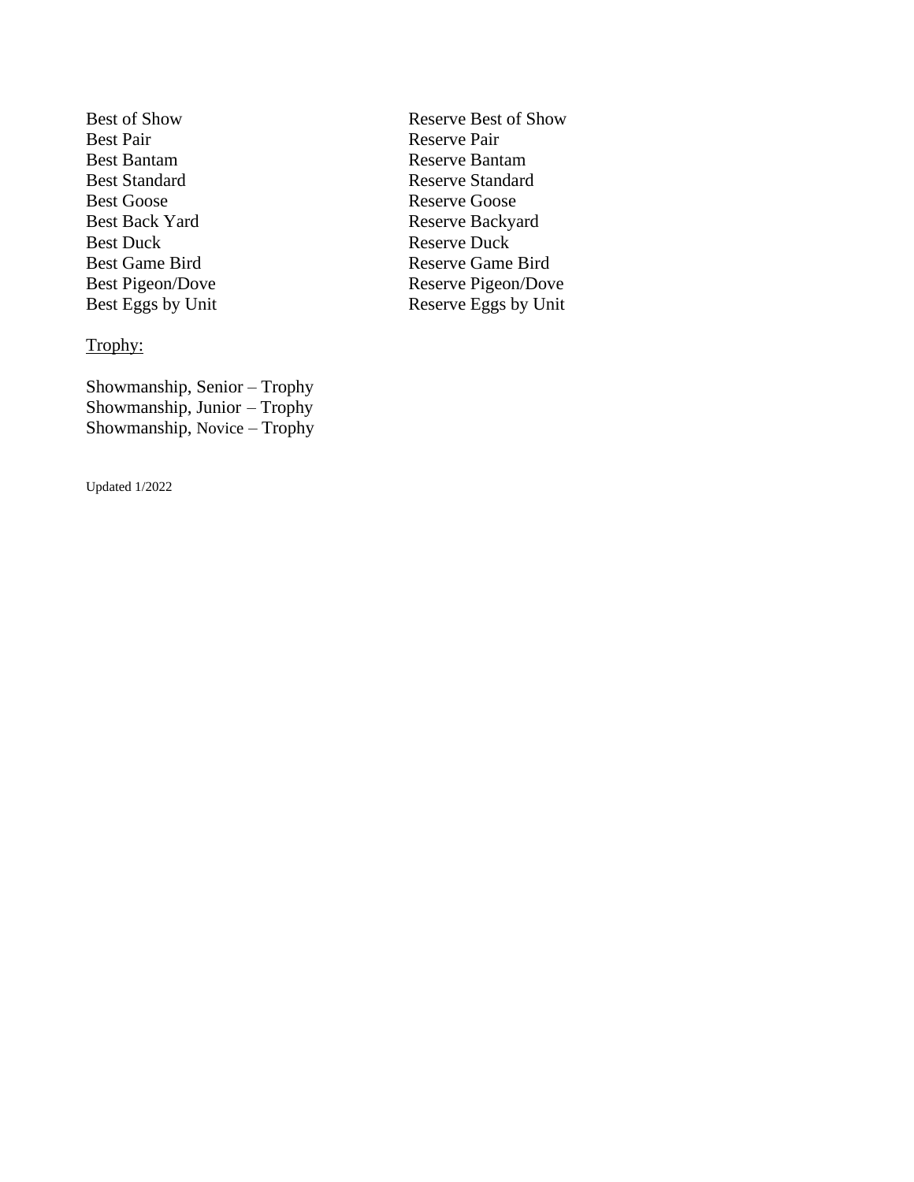| | |
|---|---|
| Best of Show | Reserve Best of Show |
| Best Pair | Reserve Pair |
| Best Bantam | Reserve Bantam |
| Best Standard | Reserve Standard |
| Best Goose | Reserve Goose |
| Best Back Yard | Reserve Backyard |
| Best Duck | Reserve Duck |
| Best Game Bird | Reserve Game Bird |
| Best Pigeon/Dove | Reserve Pigeon/Dove |
| Best Eggs by Unit | Reserve Eggs by Unit |

<u>Trophy:</u>

Showmanship, Senior – Trophy
Showmanship, Junior – Trophy
Showmanship, Novice – Trophy

Updated 1/2022